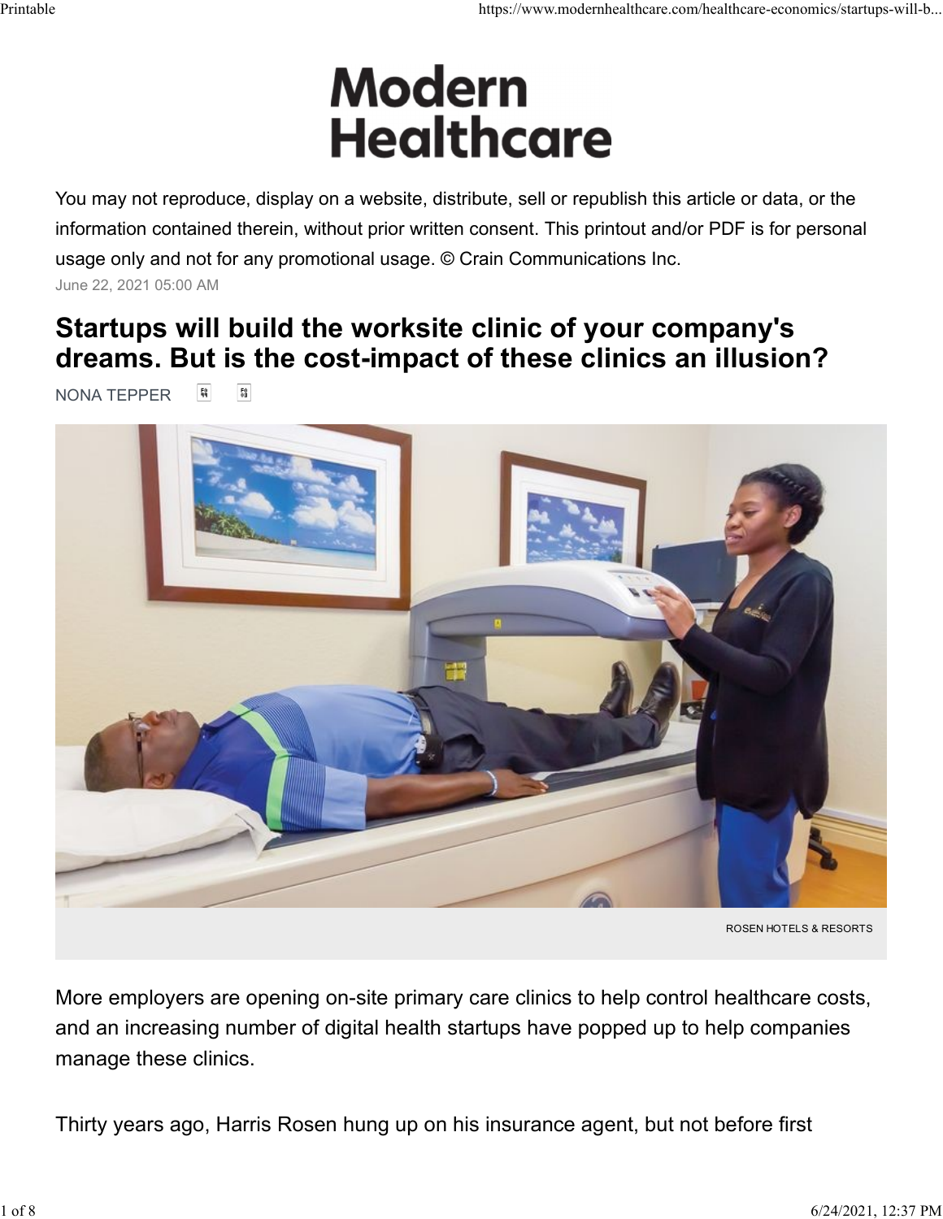# Modern Healthcare

You may not reproduce, display on a website, distribute, sell or republish this article or data, or the information contained therein, without prior written consent. This printout and/or PDF is for personal usage only and not for any promotional usage. © Crain Communications Inc.

June 22, 2021 05:00 AM

## Startups will build the worksite clinic of your company's dreams. But is the cost-impact of these clinics an illusion?

NONA TEPPER

ROSEN HOTELS & RESORTS

More employers are opening on-site primary care clinics to help control healthcare costs, and an increasing number of digital health startups have popped up to help companies manage these clinics.

Thirty years ago, Harris Rosen hung up on his insurance agent, but not before first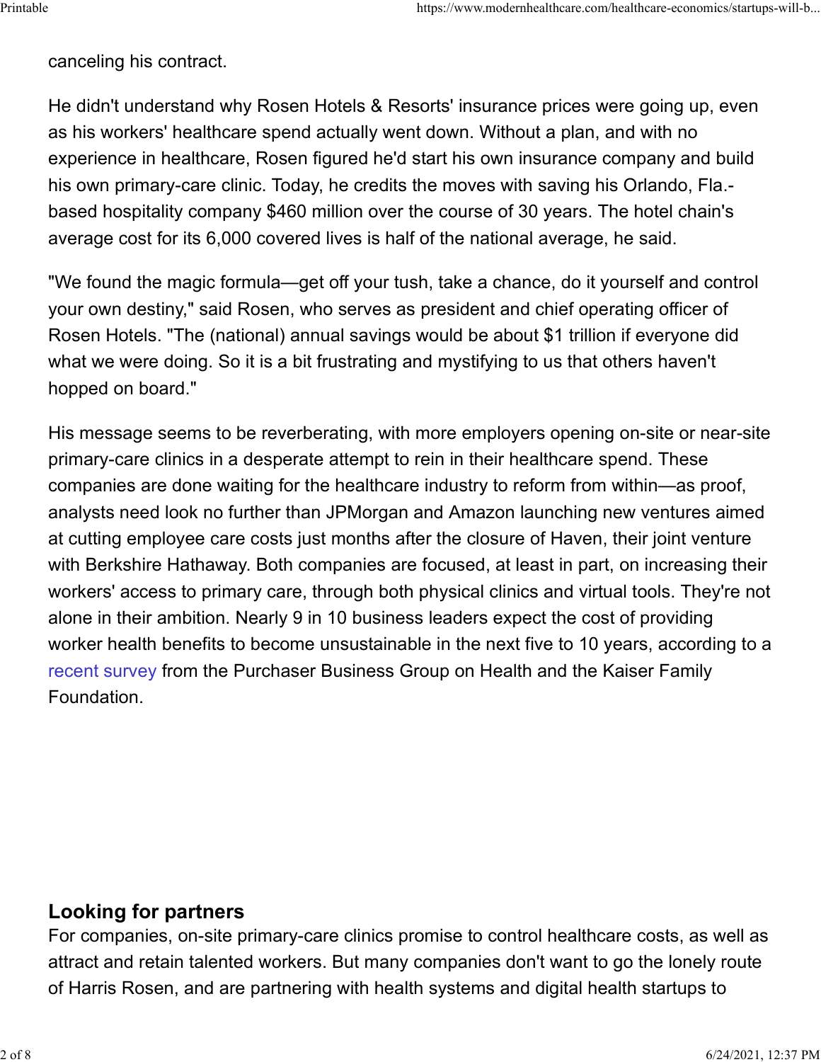canceling his contract.

He didn't understand why Rosen Hotels & Resorts' insurance prices were going up, even as his workers' healthcare spend actually went down. Without a plan, and with no experience in healthcare, Rosen figured he'd start his own insurance company and build his own primary-care clinic. Today, he credits the moves with saving his Orlando, Fla.-based hospitality company $460 million over the course of 30 years. The hotel chain's average cost for its 6,000 covered lives is half of the national average, he said.

"We found the magic formula—get off your tush, take a chance, do it yourself and control your own destiny," said Rosen, who serves as president and chief operating officer of Rosen Hotels. "The (national) annual savings would be about $1 trillion if everyone did what we were doing. So it is a bit frustrating and mystifying to us that others haven't hopped on board."

His message seems to be reverberating, with more employers opening on-site or near-site primary-care clinics in a desperate attempt to rein in their healthcare spend. These companies are done waiting for the healthcare industry to reform from within—as proof, analysts need look no further than JPMorgan and Amazon launching new ventures aimed at cutting employee care costs just months after the closure of Haven, their joint venture with Berkshire Hathaway. Both companies are focused, at least in part, on increasing their workers' access to primary care, through both physical clinics and virtual tools. They're not alone in their ambition. Nearly 9 in 10 business leaders expect the cost of providing worker health benefits to become unsustainable in the next five to 10 years, according to a recent survey from the Purchaser Business Group on Health and the Kaiser Family Foundation.

## Looking for partners

For companies, on-site primary-care clinics promise to control healthcare costs, as well as attract and retain talented workers. But many companies don't want to go the lonely route of Harris Rosen, and are partnering with health systems and digital health startups to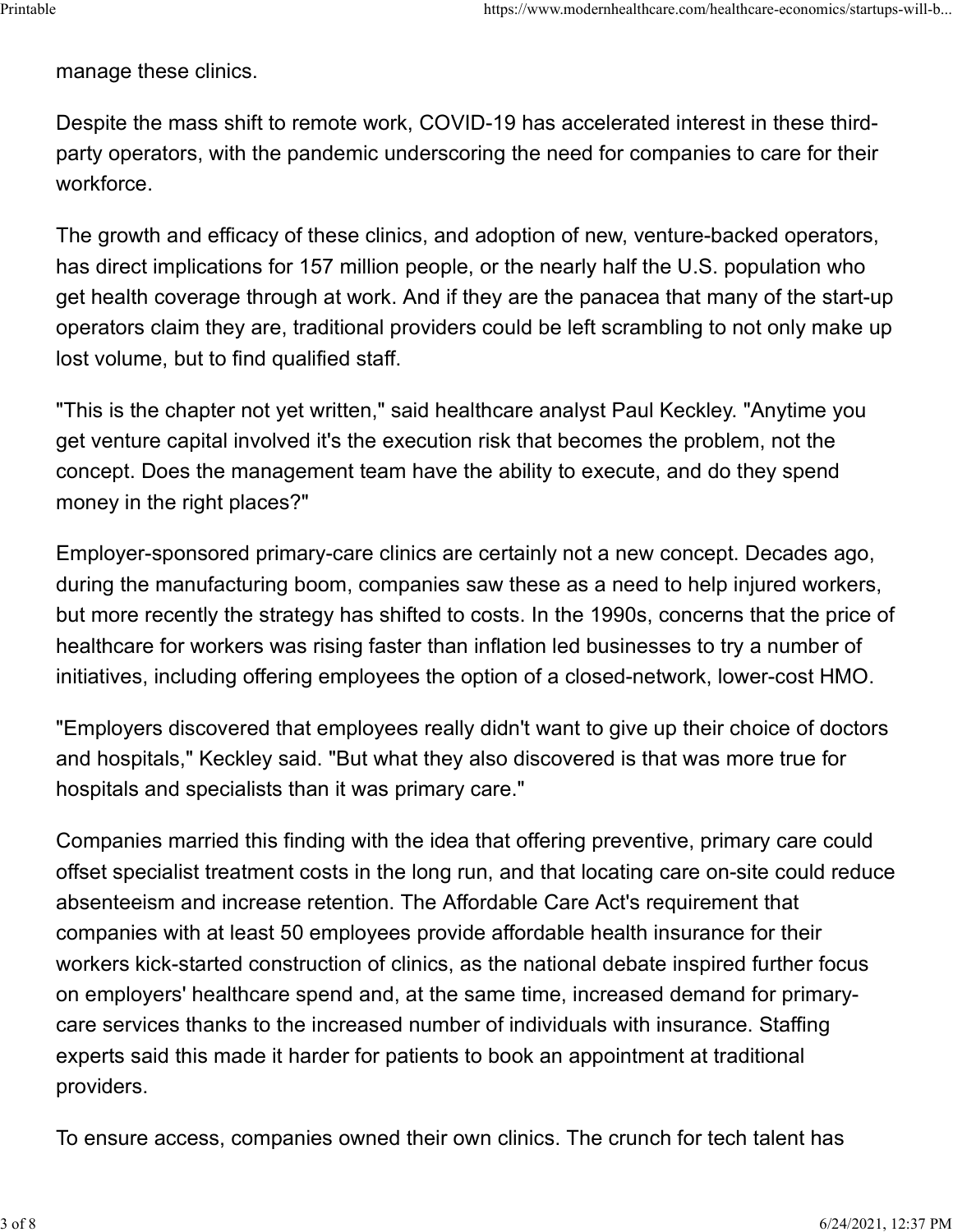manage these clinics.

Despite the mass shift to remote work, COVID-19 has accelerated interest in these third-party operators, with the pandemic underscoring the need for companies to care for their workforce.

The growth and efficacy of these clinics, and adoption of new, venture-backed operators, has direct implications for 157 million people, or the nearly half the U.S. population who get health coverage through at work. And if they are the panacea that many of the start-up operators claim they are, traditional providers could be left scrambling to not only make up lost volume, but to find qualified staff.

"This is the chapter not yet written," said healthcare analyst Paul Keckley. "Anytime you get venture capital involved it's the execution risk that becomes the problem, not the concept. Does the management team have the ability to execute, and do they spend money in the right places?"

Employer-sponsored primary-care clinics are certainly not a new concept. Decades ago, during the manufacturing boom, companies saw these as a need to help injured workers, but more recently the strategy has shifted to costs. In the 1990s, concerns that the price of healthcare for workers was rising faster than inflation led businesses to try a number of initiatives, including offering employees the option of a closed-network, lower-cost HMO.

"Employers discovered that employees really didn't want to give up their choice of doctors and hospitals," Keckley said. "But what they also discovered is that was more true for hospitals and specialists than it was primary care."

Companies married this finding with the idea that offering preventive, primary care could offset specialist treatment costs in the long run, and that locating care on-site could reduce absenteeism and increase retention. The Affordable Care Act's requirement that companies with at least 50 employees provide affordable health insurance for their workers kick-started construction of clinics, as the national debate inspired further focus on employers' healthcare spend and, at the same time, increased demand for primary-care services thanks to the increased number of individuals with insurance. Staffing experts said this made it harder for patients to book an appointment at traditional providers.

To ensure access, companies owned their own clinics. The crunch for tech talent has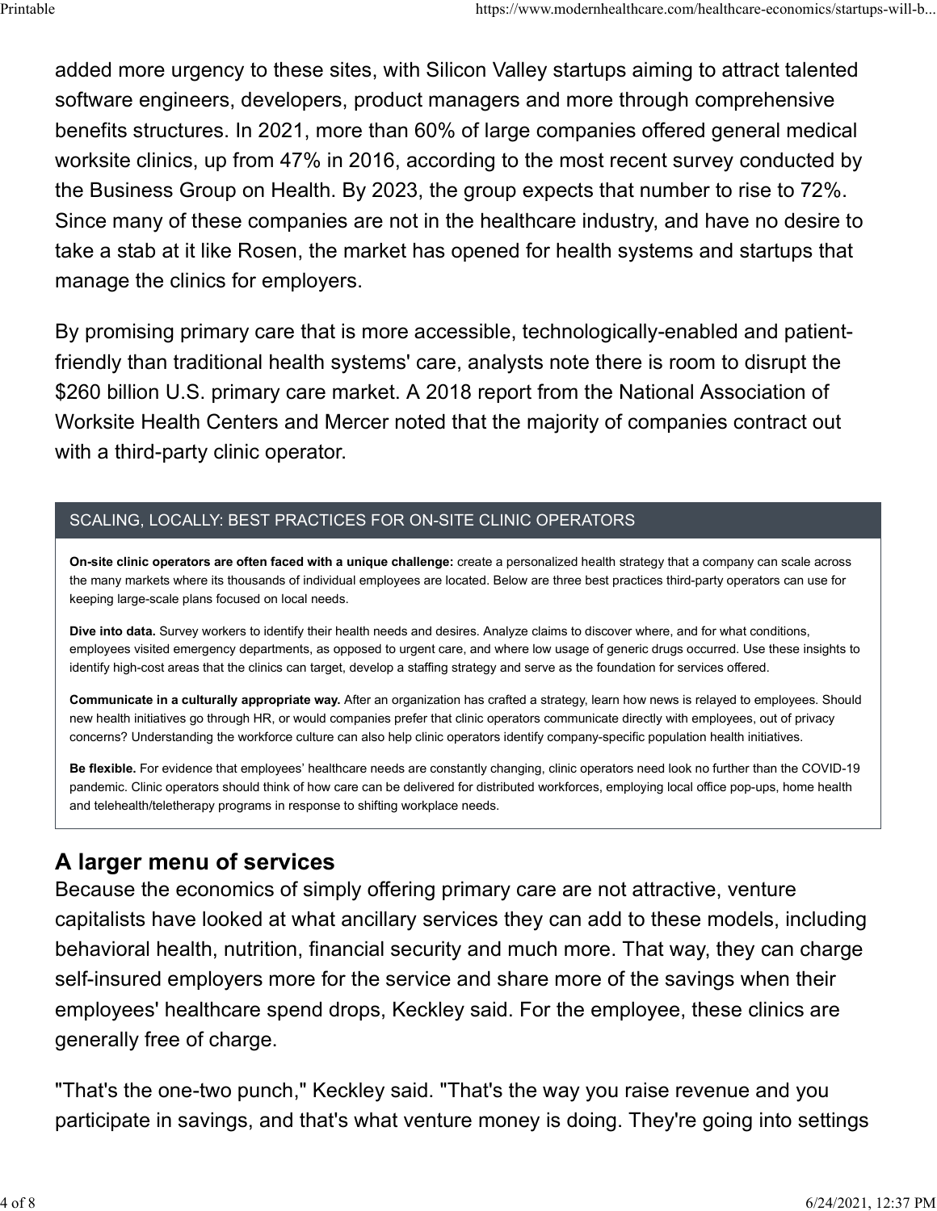added more urgency to these sites, with Silicon Valley startups aiming to attract talented software engineers, developers, product managers and more through comprehensive benefits structures. In 2021, more than 60% of large companies offered general medical worksite clinics, up from 47% in 2016, according to the most recent survey conducted by the Business Group on Health. By 2023, the group expects that number to rise to 72%. Since many of these companies are not in the healthcare industry, and have no desire to take a stab at it like Rosen, the market has opened for health systems and startups that manage the clinics for employers.

By promising primary care that is more accessible, technologically-enabled and patient-friendly than traditional health systems' care, analysts note there is room to disrupt the $260 billion U.S. primary care market. A 2018 report from the National Association of Worksite Health Centers and Mercer noted that the majority of companies contract out with a third-party clinic operator.

### SCALING, LOCALLY: BEST PRACTICES FOR ON-SITE CLINIC OPERATORS

**On-site clinic operators are often faced with a unique challenge:** create a personalized health strategy that a company can scale across the many markets where its thousands of individual employees are located. Below are three best practices third-party operators can use for keeping large-scale plans focused on local needs.

**Dive into data.** Survey workers to identify their health needs and desires. Analyze claims to discover where, and for what conditions, employees visited emergency departments, as opposed to urgent care, and where low usage of generic drugs occurred. Use these insights to identify high-cost areas that the clinics can target, develop a staffing strategy and serve as the foundation for services offered.

**Communicate in a culturally appropriate way.** After an organization has crafted a strategy, learn how news is relayed to employees. Should new health initiatives go through HR, or would companies prefer that clinic operators communicate directly with employees, out of privacy concerns? Understanding the workforce culture can also help clinic operators identify company-specific population health initiatives.

**Be flexible.** For evidence that employees' healthcare needs are constantly changing, clinic operators need look no further than the COVID-19 pandemic. Clinic operators should think of how care can be delivered for distributed workforces, employing local office pop-ups, home health and telehealth/teletherapy programs in response to shifting workplace needs.

## A larger menu of services

Because the economics of simply offering primary care are not attractive, venture capitalists have looked at what ancillary services they can add to these models, including behavioral health, nutrition, financial security and much more. That way, they can charge self-insured employers more for the service and share more of the savings when their employees' healthcare spend drops, Keckley said. For the employee, these clinics are generally free of charge.

"That's the one-two punch," Keckley said. "That's the way you raise revenue and you participate in savings, and that's what venture money is doing. They're going into settings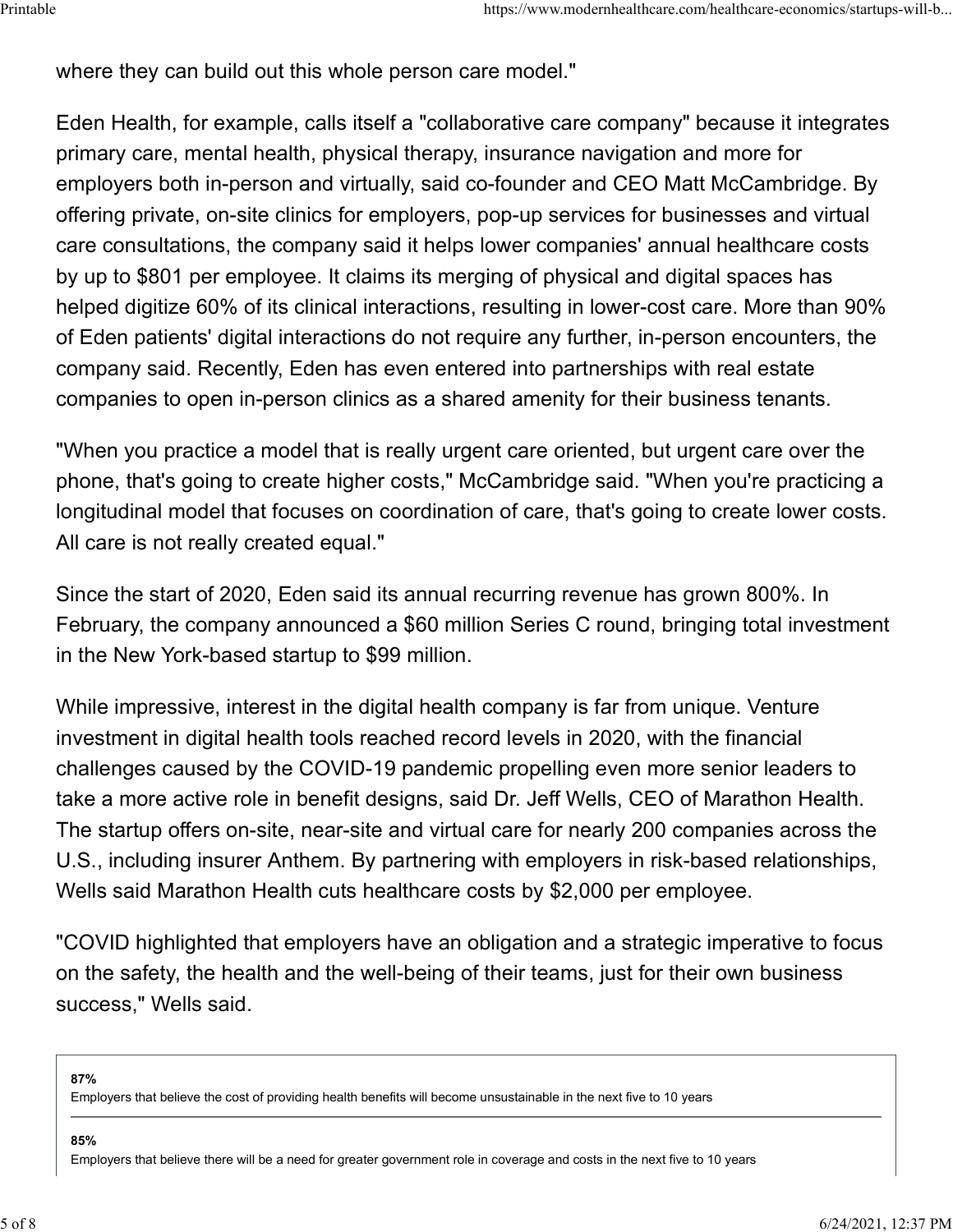where they can build out this whole person care model."

Eden Health, for example, calls itself a "collaborative care company" because it integrates primary care, mental health, physical therapy, insurance navigation and more for employers both in-person and virtually, said co-founder and CEO Matt McCambridge. By offering private, on-site clinics for employers, pop-up services for businesses and virtual care consultations, the company said it helps lower companies' annual healthcare costs by up to $801 per employee. It claims its merging of physical and digital spaces has helped digitize 60% of its clinical interactions, resulting in lower-cost care. More than 90% of Eden patients' digital interactions do not require any further, in-person encounters, the company said. Recently, Eden has even entered into partnerships with real estate companies to open in-person clinics as a shared amenity for their business tenants.

"When you practice a model that is really urgent care oriented, but urgent care over the phone, that's going to create higher costs," McCambridge said. "When you're practicing a longitudinal model that focuses on coordination of care, that's going to create lower costs. All care is not really created equal."

Since the start of 2020, Eden said its annual recurring revenue has grown 800%. In February, the company announced a $60 million Series C round, bringing total investment in the New York-based startup to $99 million.

While impressive, interest in the digital health company is far from unique. Venture investment in digital health tools reached record levels in 2020, with the financial challenges caused by the COVID-19 pandemic propelling even more senior leaders to take a more active role in benefit designs, said Dr. Jeff Wells, CEO of Marathon Health. The startup offers on-site, near-site and virtual care for nearly 200 companies across the U.S., including insurer Anthem. By partnering with employers in risk-based relationships, Wells said Marathon Health cuts healthcare costs by $2,000 per employee.

"COVID highlighted that employers have an obligation and a strategic imperative to focus on the safety, the health and the well-being of their teams, just for their own business success," Wells said.

**87%**
Employers that believe the cost of providing health benefits will become unsustainable in the next five to 10 years

---

**85%**
Employers that believe there will be a need for greater government role in coverage and costs in the next five to 10 years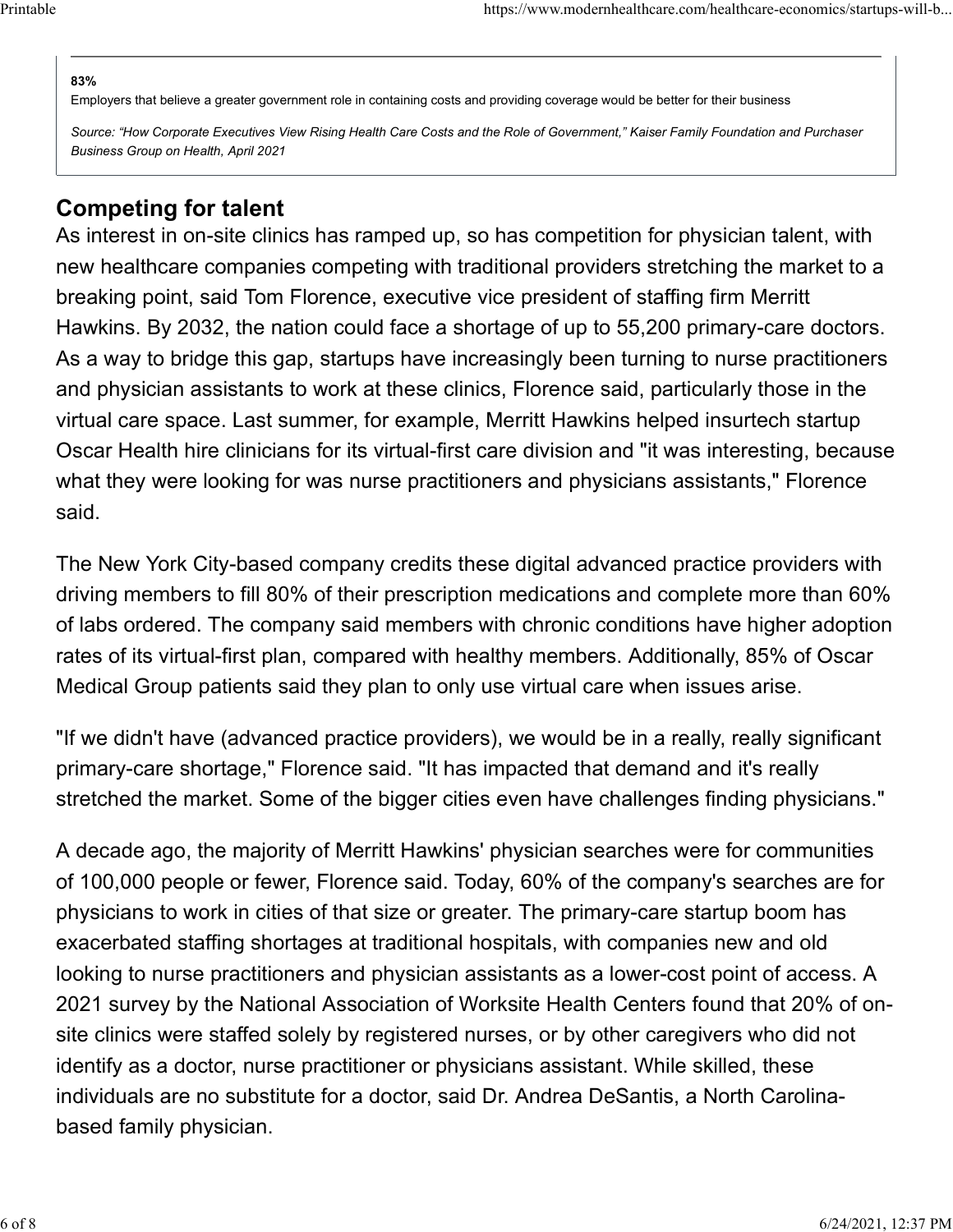**83%**

Employers that believe a greater government role in containing costs and providing coverage would be better for their business

*Source: "How Corporate Executives View Rising Health Care Costs and the Role of Government," Kaiser Family Foundation and Purchaser Business Group on Health, April 2021*

## Competing for talent

As interest in on-site clinics has ramped up, so has competition for physician talent, with new healthcare companies competing with traditional providers stretching the market to a breaking point, said Tom Florence, executive vice president of staffing firm Merritt Hawkins. By 2032, the nation could face a shortage of up to 55,200 primary-care doctors. As a way to bridge this gap, startups have increasingly been turning to nurse practitioners and physician assistants to work at these clinics, Florence said, particularly those in the virtual care space. Last summer, for example, Merritt Hawkins helped insurtech startup Oscar Health hire clinicians for its virtual-first care division and "it was interesting, because what they were looking for was nurse practitioners and physicians assistants," Florence said.

The New York City-based company credits these digital advanced practice providers with driving members to fill 80% of their prescription medications and complete more than 60% of labs ordered. The company said members with chronic conditions have higher adoption rates of its virtual-first plan, compared with healthy members. Additionally, 85% of Oscar Medical Group patients said they plan to only use virtual care when issues arise.

"If we didn't have (advanced practice providers), we would be in a really, really significant primary-care shortage," Florence said. "It has impacted that demand and it's really stretched the market. Some of the bigger cities even have challenges finding physicians."

A decade ago, the majority of Merritt Hawkins' physician searches were for communities of 100,000 people or fewer, Florence said. Today, 60% of the company's searches are for physicians to work in cities of that size or greater. The primary-care startup boom has exacerbated staffing shortages at traditional hospitals, with companies new and old looking to nurse practitioners and physician assistants as a lower-cost point of access. A 2021 survey by the National Association of Worksite Health Centers found that 20% of on-site clinics were staffed solely by registered nurses, or by other caregivers who did not identify as a doctor, nurse practitioner or physicians assistant. While skilled, these individuals are no substitute for a doctor, said Dr. Andrea DeSantis, a North Carolina-based family physician.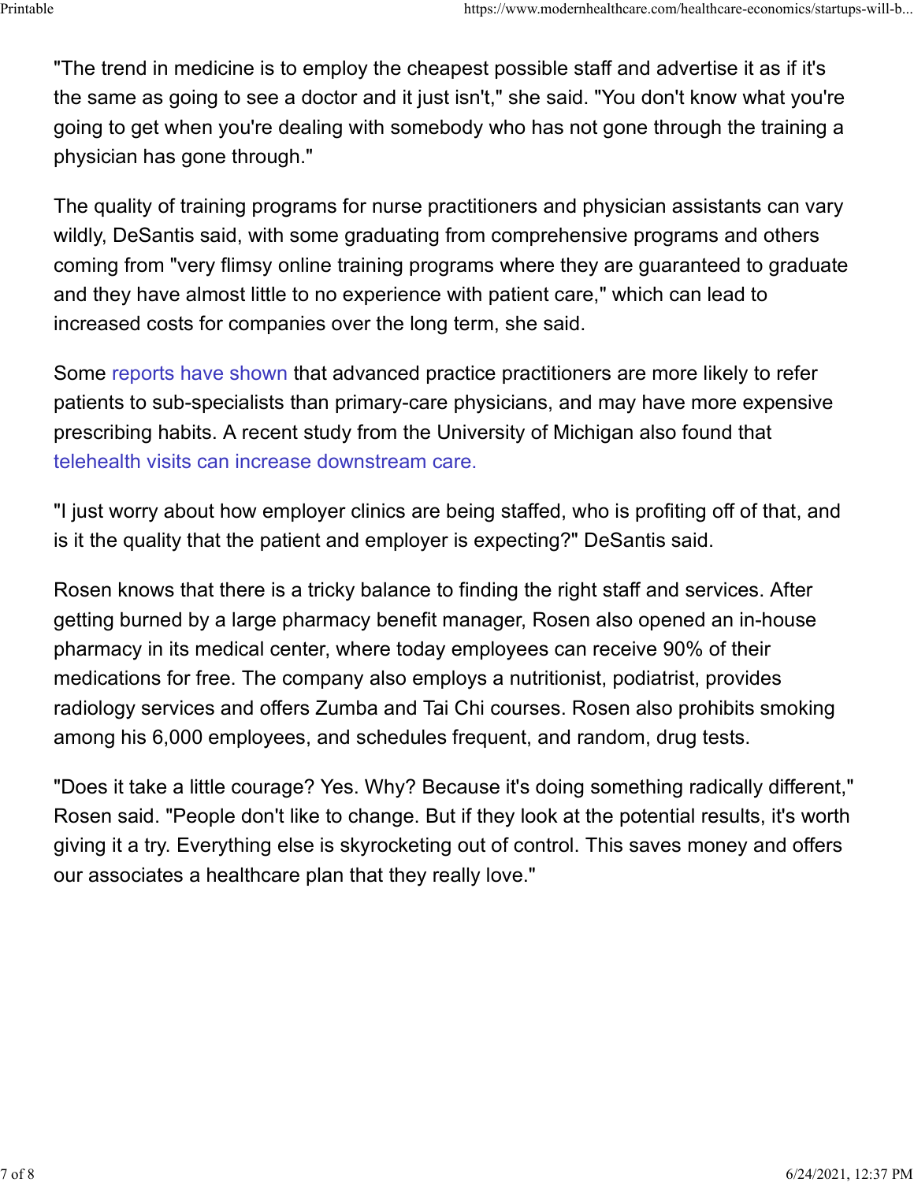"The trend in medicine is to employ the cheapest possible staff and advertise it as if it's the same as going to see a doctor and it just isn't," she said. "You don't know what you're going to get when you're dealing with somebody who has not gone through the training a physician has gone through."

The quality of training programs for nurse practitioners and physician assistants can vary wildly, DeSantis said, with some graduating from comprehensive programs and others coming from "very flimsy online training programs where they are guaranteed to graduate and they have almost little to no experience with patient care," which can lead to increased costs for companies over the long term, she said.

Some reports have shown that advanced practice practitioners are more likely to refer patients to sub-specialists than primary-care physicians, and may have more expensive prescribing habits. A recent study from the University of Michigan also found that telehealth visits can increase downstream care.

"I just worry about how employer clinics are being staffed, who is profiting off of that, and is it the quality that the patient and employer is expecting?" DeSantis said.

Rosen knows that there is a tricky balance to finding the right staff and services. After getting burned by a large pharmacy benefit manager, Rosen also opened an in-house pharmacy in its medical center, where today employees can receive 90% of their medications for free. The company also employs a nutritionist, podiatrist, provides radiology services and offers Zumba and Tai Chi courses. Rosen also prohibits smoking among his 6,000 employees, and schedules frequent, and random, drug tests.

"Does it take a little courage? Yes. Why? Because it's doing something radically different," Rosen said. "People don't like to change. But if they look at the potential results, it's worth giving it a try. Everything else is skyrocketing out of control. This saves money and offers our associates a healthcare plan that they really love."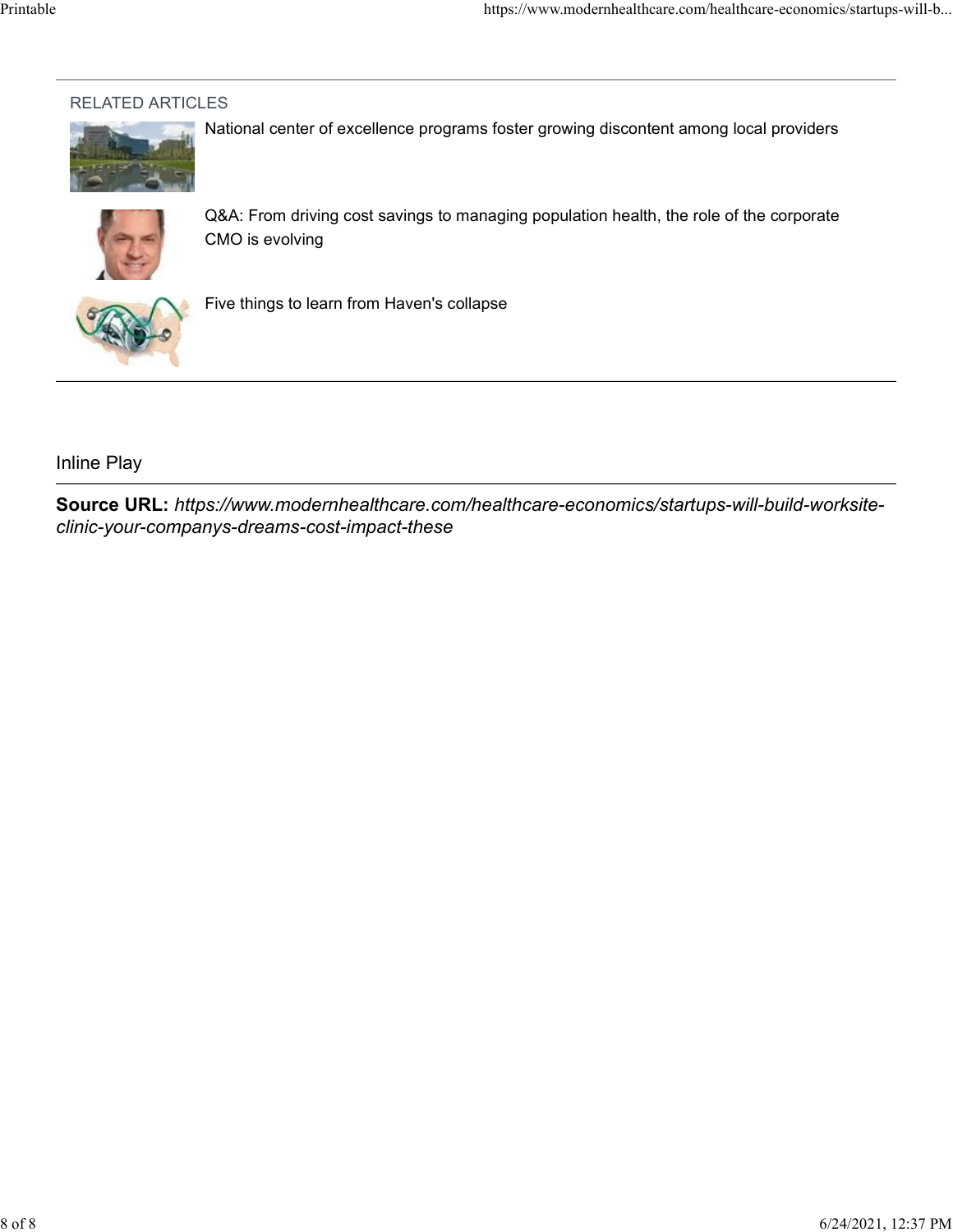RELATED ARTICLES

National center of excellence programs foster growing discontent among local providers

Q&A: From driving cost savings to managing population health, the role of the corporate CMO is evolving

Five things to learn from Haven's collapse

---

Inline Play

---

**Source URL:** *https://www.modernhealthcare.com/healthcare-economics/startups-will-build-worksite-clinic-your-companys-dreams-cost-impact-these*